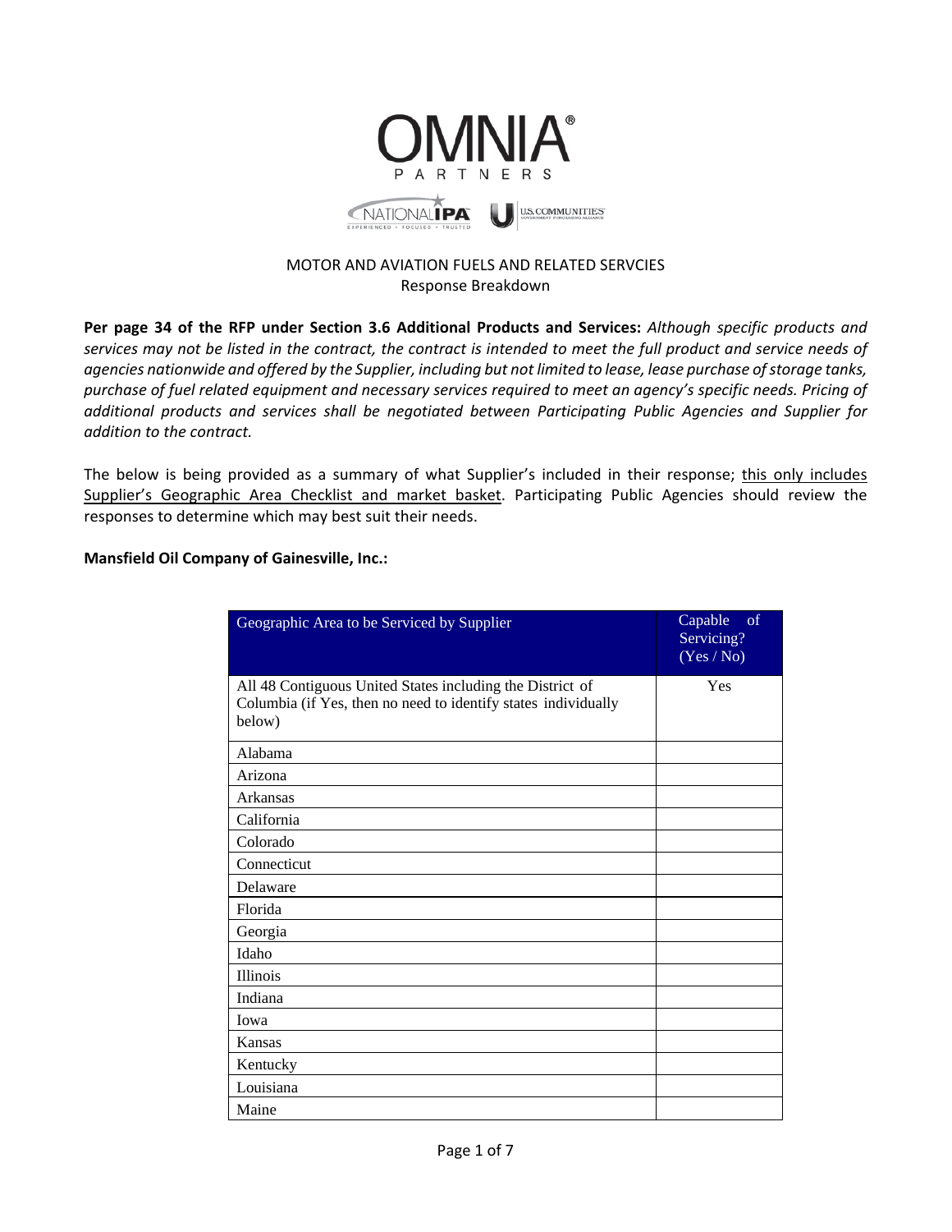OMNIA® PARTNERS

NATIONAL IPA · U.S. COMMUNITIES

MOTOR AND AVIATION FUELS AND RELATED SERVCIES
Response Breakdown

**Per page 34 of the RFP under Section 3.6 Additional Products and Services:** *Although specific products and services may not be listed in the contract, the contract is intended to meet the full product and service needs of agencies nationwide and offered by the Supplier, including but not limited to lease, lease purchase of storage tanks, purchase of fuel related equipment and necessary services required to meet an agency's specific needs. Pricing of additional products and services shall be negotiated between Participating Public Agencies and Supplier for addition to the contract.*

The below is being provided as a summary of what Supplier's included in their response; this only includes Supplier's Geographic Area Checklist and market basket. Participating Public Agencies should review the responses to determine which may best suit their needs.

**Mansfield Oil Company of Gainesville, Inc.:**

| Geographic Area to be Serviced by Supplier | Capable of Servicing? (Yes / No) |
|---|---|
| All 48 Contiguous United States including the District of Columbia (if Yes, then no need to identify states individually below) | Yes |
| Alabama | |
| Arizona | |
| Arkansas | |
| California | |
| Colorado | |
| Connecticut | |
| Delaware | |
| Florida | |
| Georgia | |
| Idaho | |
| Illinois | |
| Indiana | |
| Iowa | |
| Kansas | |
| Kentucky | |
| Louisiana | |
| Maine | |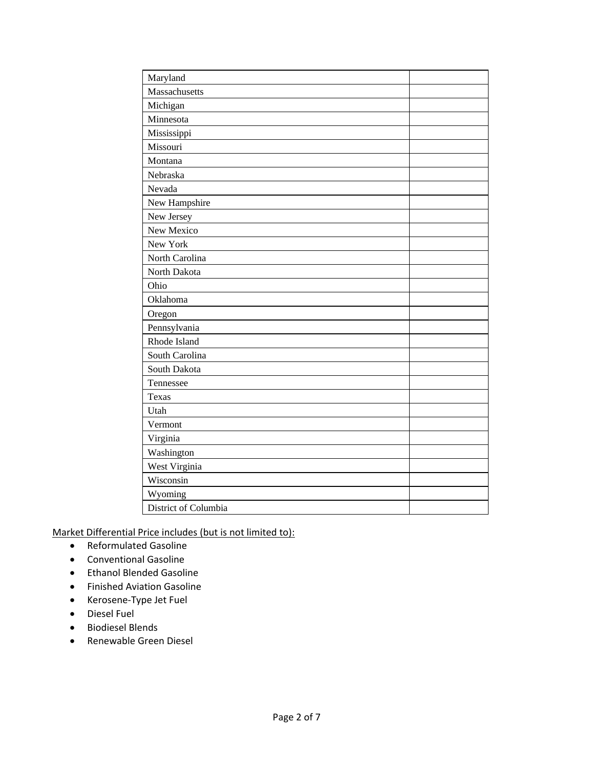| | |
|---|---|
| Maryland | |
| Massachusetts | |
| Michigan | |
| Minnesota | |
| Mississippi | |
| Missouri | |
| Montana | |
| Nebraska | |
| Nevada | |
| New Hampshire | |
| New Jersey | |
| New Mexico | |
| New York | |
| North Carolina | |
| North Dakota | |
| Ohio | |
| Oklahoma | |
| Oregon | |
| Pennsylvania | |
| Rhode Island | |
| South Carolina | |
| South Dakota | |
| Tennessee | |
| Texas | |
| Utah | |
| Vermont | |
| Virginia | |
| Washington | |
| West Virginia | |
| Wisconsin | |
| Wyoming | |
| District of Columbia | |

Market Differential Price includes (but is not limited to):

- Reformulated Gasoline
- Conventional Gasoline
- Ethanol Blended Gasoline
- Finished Aviation Gasoline
- Kerosene-Type Jet Fuel
- Diesel Fuel
- Biodiesel Blends
- Renewable Green Diesel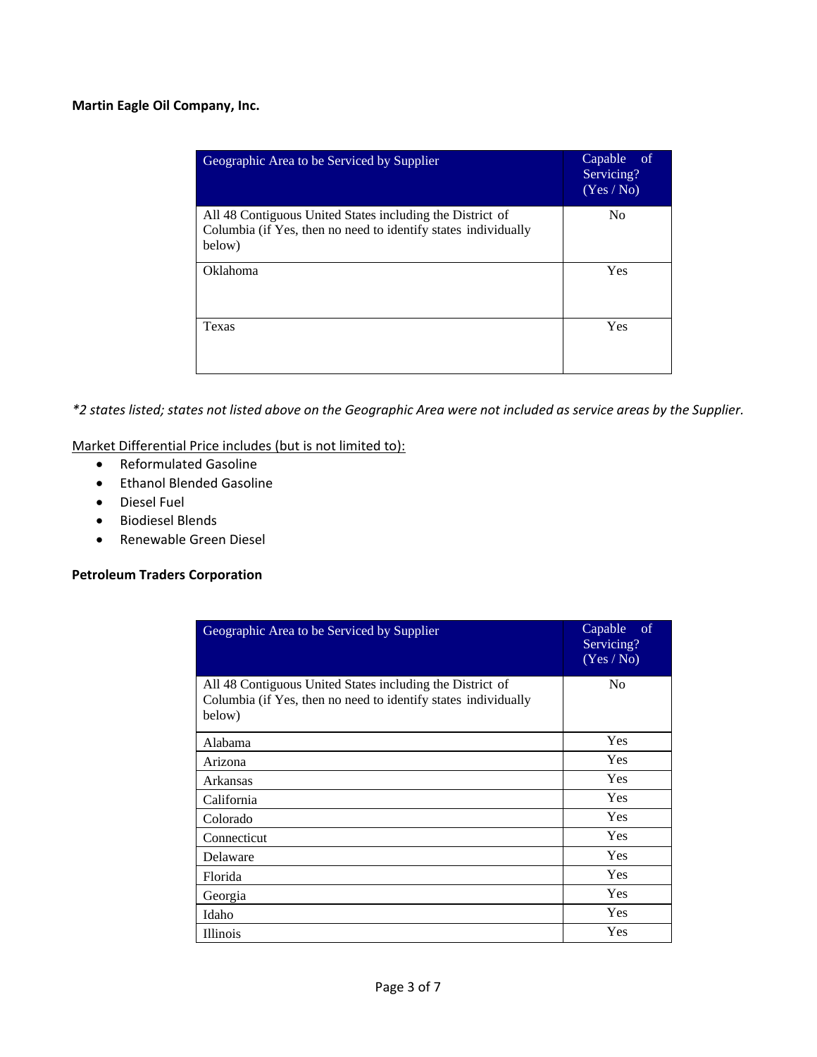**Martin Eagle Oil Company, Inc.**

| Geographic Area to be Serviced by Supplier | Capable of Servicing? (Yes / No) |
| --- | --- |
| All 48 Contiguous United States including the District of Columbia (if Yes, then no need to identify states individually below) | No |
| Oklahoma | Yes |
| Texas | Yes |

*\*2 states listed; states not listed above on the Geographic Area were not included as service areas by the Supplier.*

Market Differential Price includes (but is not limited to):

- Reformulated Gasoline
- Ethanol Blended Gasoline
- Diesel Fuel
- Biodiesel Blends
- Renewable Green Diesel

**Petroleum Traders Corporation**

| Geographic Area to be Serviced by Supplier | Capable of Servicing? (Yes / No) |
| --- | --- |
| All 48 Contiguous United States including the District of Columbia (if Yes, then no need to identify states individually below) | No |
| Alabama | Yes |
| Arizona | Yes |
| Arkansas | Yes |
| California | Yes |
| Colorado | Yes |
| Connecticut | Yes |
| Delaware | Yes |
| Florida | Yes |
| Georgia | Yes |
| Idaho | Yes |
| Illinois | Yes |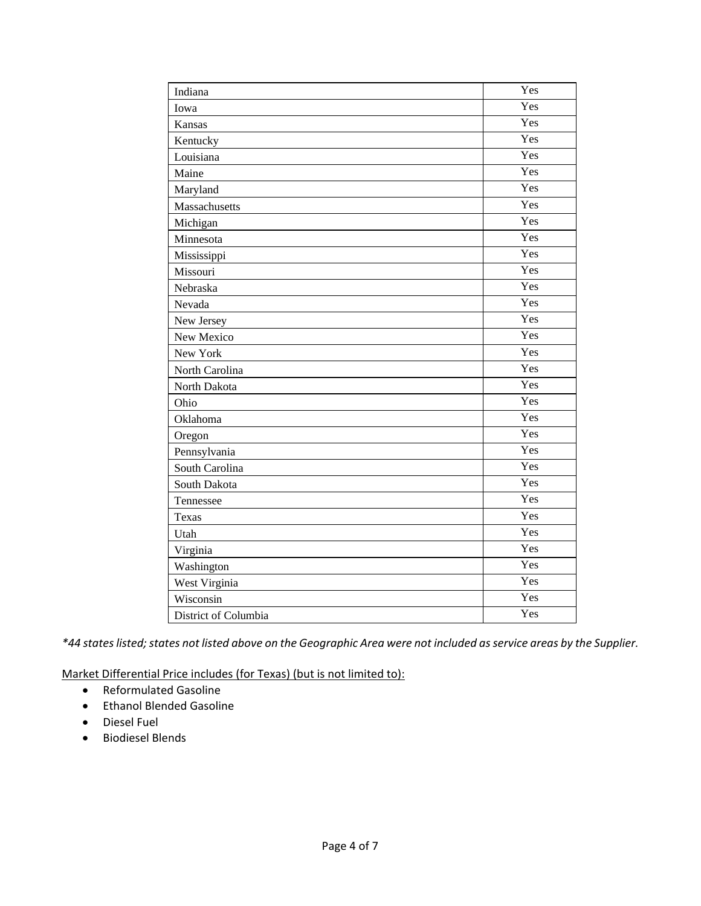| Indiana | Yes |
|---|---|
| Iowa | Yes |
| Kansas | Yes |
| Kentucky | Yes |
| Louisiana | Yes |
| Maine | Yes |
| Maryland | Yes |
| Massachusetts | Yes |
| Michigan | Yes |
| Minnesota | Yes |
| Mississippi | Yes |
| Missouri | Yes |
| Nebraska | Yes |
| Nevada | Yes |
| New Jersey | Yes |
| New Mexico | Yes |
| New York | Yes |
| North Carolina | Yes |
| North Dakota | Yes |
| Ohio | Yes |
| Oklahoma | Yes |
| Oregon | Yes |
| Pennsylvania | Yes |
| South Carolina | Yes |
| South Dakota | Yes |
| Tennessee | Yes |
| Texas | Yes |
| Utah | Yes |
| Virginia | Yes |
| Washington | Yes |
| West Virginia | Yes |
| Wisconsin | Yes |
| District of Columbia | Yes |

*\*44 states listed; states not listed above on the Geographic Area were not included as service areas by the Supplier.*

<u>Market Differential Price includes (for Texas) (but is not limited to):</u>

- Reformulated Gasoline
- Ethanol Blended Gasoline
- Diesel Fuel
- Biodiesel Blends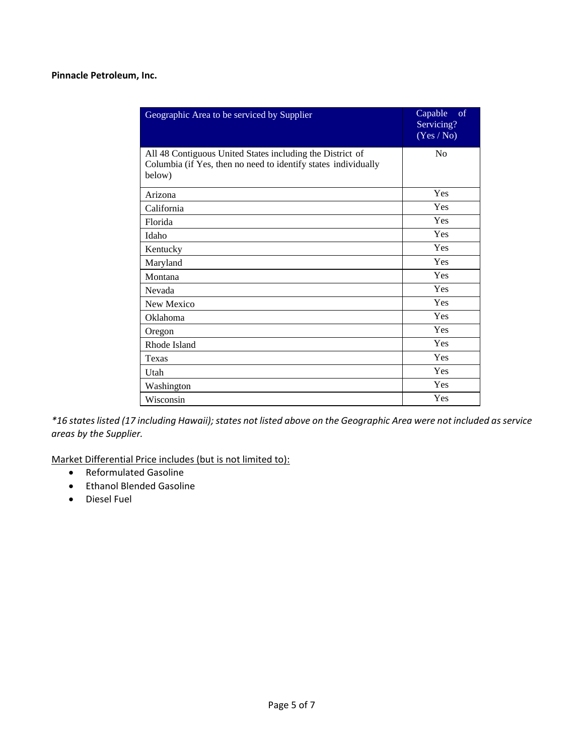**Pinnacle Petroleum, Inc.**

| Geographic Area to be serviced by Supplier | Capable of Servicing? (Yes / No) |
|---|---|
| All 48 Contiguous United States including the District of Columbia (if Yes, then no need to identify states individually below) | No |
| Arizona | Yes |
| California | Yes |
| Florida | Yes |
| Idaho | Yes |
| Kentucky | Yes |
| Maryland | Yes |
| Montana | Yes |
| Nevada | Yes |
| New Mexico | Yes |
| Oklahoma | Yes |
| Oregon | Yes |
| Rhode Island | Yes |
| Texas | Yes |
| Utah | Yes |
| Washington | Yes |
| Wisconsin | Yes |

*\*16 states listed (17 including Hawaii); states not listed above on the Geographic Area were not included as service areas by the Supplier.*

<u>Market Differential Price includes (but is not limited to):</u>

- Reformulated Gasoline
- Ethanol Blended Gasoline
- Diesel Fuel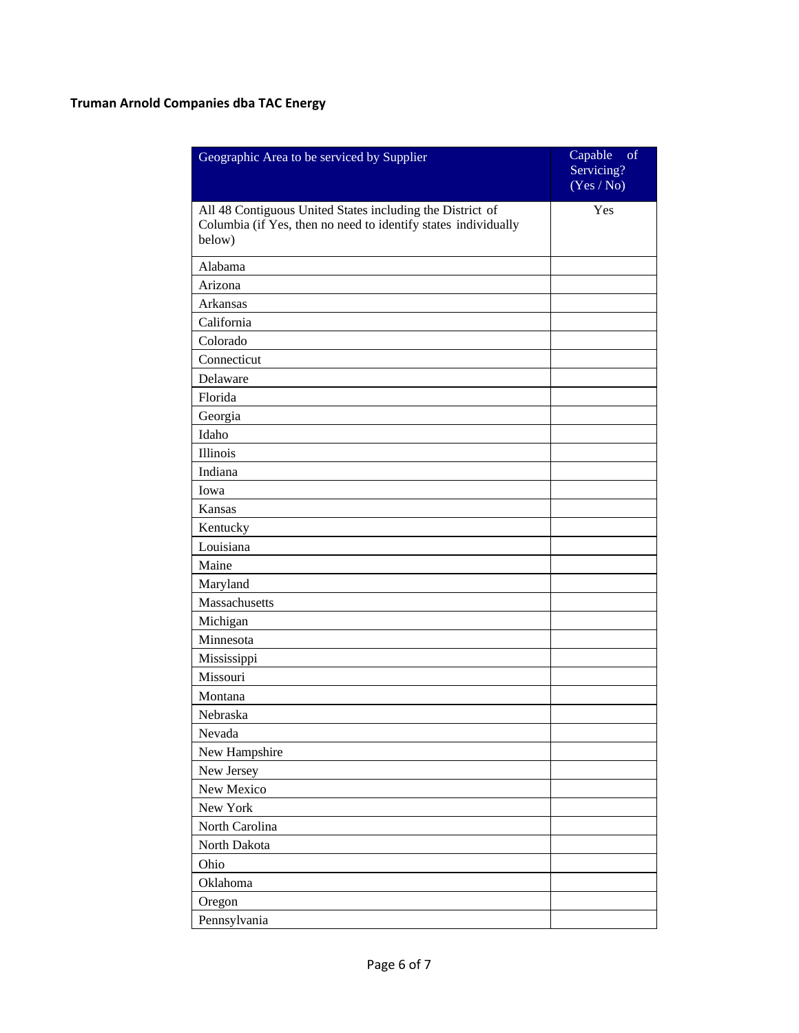**Truman Arnold Companies dba TAC Energy**

| Geographic Area to be serviced by Supplier | Capable of Servicing? (Yes / No) |
|---|---|
| All 48 Contiguous United States including the District of Columbia (if Yes, then no need to identify states individually below) | Yes |
| Alabama | |
| Arizona | |
| Arkansas | |
| California | |
| Colorado | |
| Connecticut | |
| Delaware | |
| Florida | |
| Georgia | |
| Idaho | |
| Illinois | |
| Indiana | |
| Iowa | |
| Kansas | |
| Kentucky | |
| Louisiana | |
| Maine | |
| Maryland | |
| Massachusetts | |
| Michigan | |
| Minnesota | |
| Mississippi | |
| Missouri | |
| Montana | |
| Nebraska | |
| Nevada | |
| New Hampshire | |
| New Jersey | |
| New Mexico | |
| New York | |
| North Carolina | |
| North Dakota | |
| Ohio | |
| Oklahoma | |
| Oregon | |
| Pennsylvania | |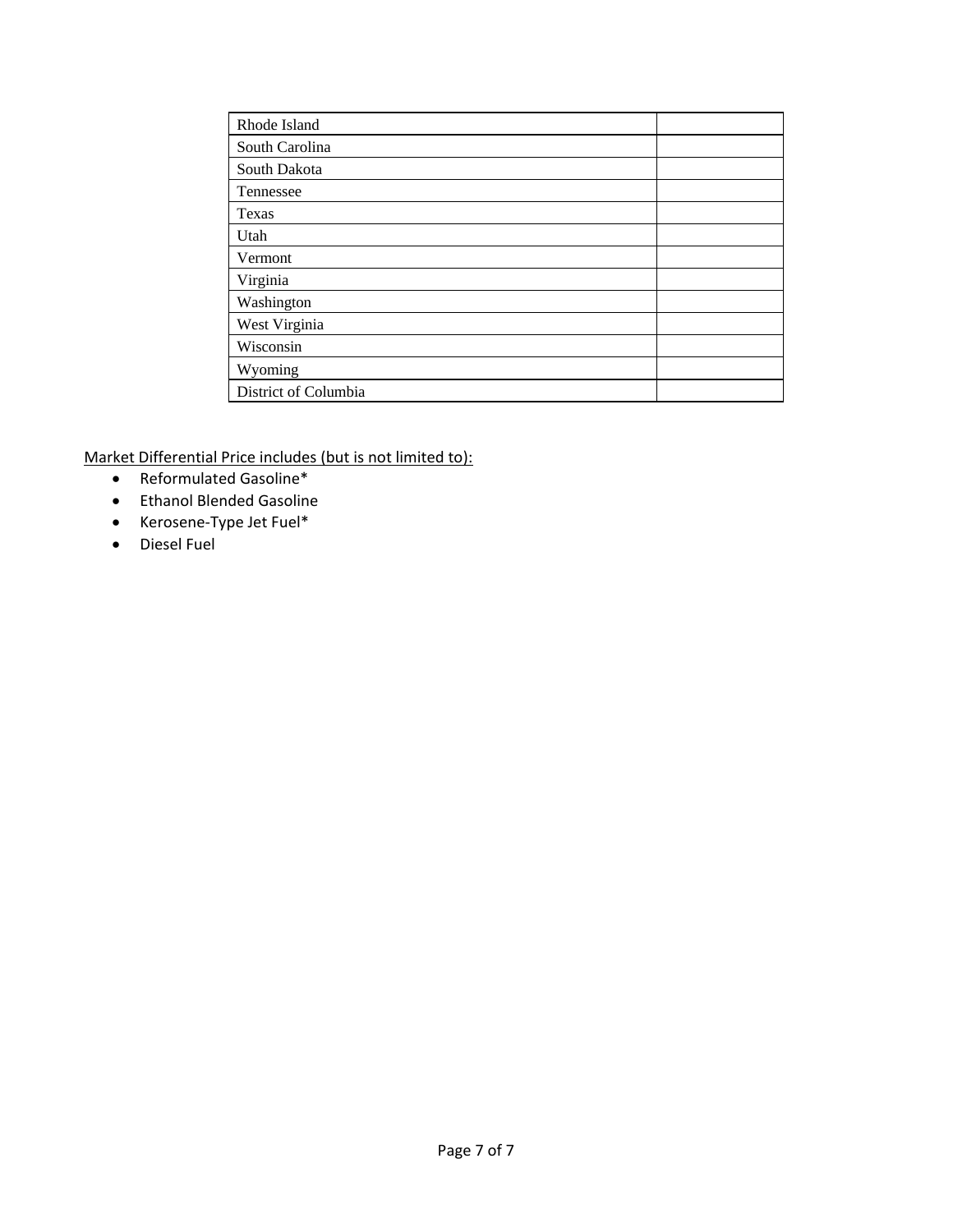| | |
|---|---|
| Rhode Island | |
| South Carolina | |
| South Dakota | |
| Tennessee | |
| Texas | |
| Utah | |
| Vermont | |
| Virginia | |
| Washington | |
| West Virginia | |
| Wisconsin | |
| Wyoming | |
| District of Columbia | |

<u>Market Differential Price includes (but is not limited to):</u>

- Reformulated Gasoline*
- Ethanol Blended Gasoline
- Kerosene-Type Jet Fuel*
- Diesel Fuel